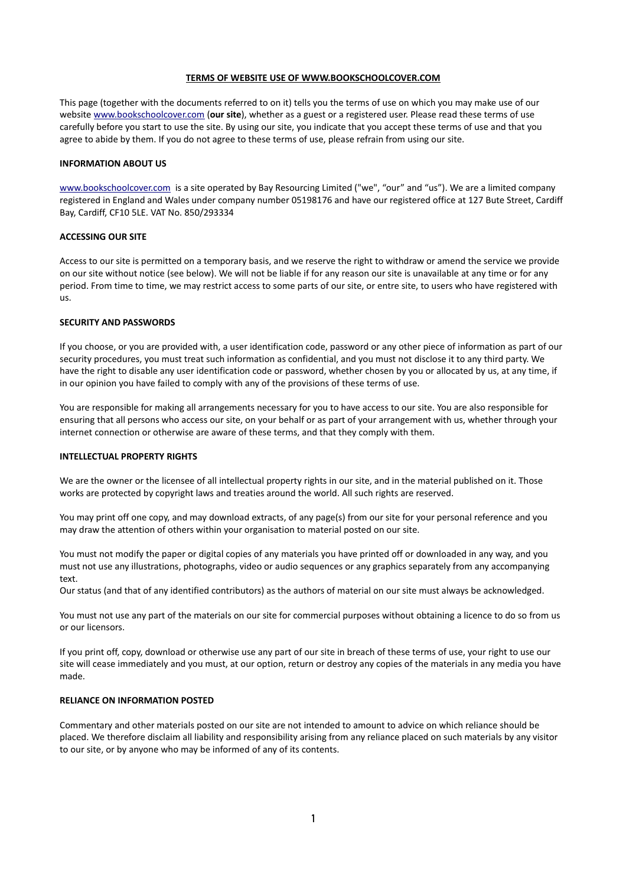**TERMS OF WEBSITE USE OF WWW.BOOKSCHOOLCOVER.COM**

This page (together with the documents referred to on it) tells you the terms of use on which you may make use of our website www.bookschoolcover.com (**our site**), whether as a guest or a registered user. Please read these terms of use carefully before you start to use the site. By using our site, you indicate that you accept these terms of use and that you agree to abide by them. If you do not agree to these terms of use, please refrain from using our site.

**INFORMATION ABOUT US**

www.bookschoolcover.com is a site operated by Bay Resourcing Limited ("we", "our" and "us"). We are a limited company registered in England and Wales under company number 05198176 and have our registered office at 127 Bute Street, Cardiff Bay, Cardiff, CF10 5LE. VAT No. 850/293334

**ACCESSING OUR SITE**

Access to our site is permitted on a temporary basis, and we reserve the right to withdraw or amend the service we provide on our site without notice (see below). We will not be liable if for any reason our site is unavailable at any time or for any period. From time to time, we may restrict access to some parts of our site, or entre site, to users who have registered with us.

**SECURITY AND PASSWORDS**

If you choose, or you are provided with, a user identification code, password or any other piece of information as part of our security procedures, you must treat such information as confidential, and you must not disclose it to any third party. We have the right to disable any user identification code or password, whether chosen by you or allocated by us, at any time, if in our opinion you have failed to comply with any of the provisions of these terms of use.

You are responsible for making all arrangements necessary for you to have access to our site. You are also responsible for ensuring that all persons who access our site, on your behalf or as part of your arrangement with us, whether through your internet connection or otherwise are aware of these terms, and that they comply with them.

**INTELLECTUAL PROPERTY RIGHTS**

We are the owner or the licensee of all intellectual property rights in our site, and in the material published on it. Those works are protected by copyright laws and treaties around the world. All such rights are reserved.

You may print off one copy, and may download extracts, of any page(s) from our site for your personal reference and you may draw the attention of others within your organisation to material posted on our site.

You must not modify the paper or digital copies of any materials you have printed off or downloaded in any way, and you must not use any illustrations, photographs, video or audio sequences or any graphics separately from any accompanying text.
Our status (and that of any identified contributors) as the authors of material on our site must always be acknowledged.

You must not use any part of the materials on our site for commercial purposes without obtaining a licence to do so from us or our licensors.

If you print off, copy, download or otherwise use any part of our site in breach of these terms of use, your right to use our site will cease immediately and you must, at our option, return or destroy any copies of the materials in any media you have made.

**RELIANCE ON INFORMATION POSTED**

Commentary and other materials posted on our site are not intended to amount to advice on which reliance should be placed. We therefore disclaim all liability and responsibility arising from any reliance placed on such materials by any visitor to our site, or by anyone who may be informed of any of its contents.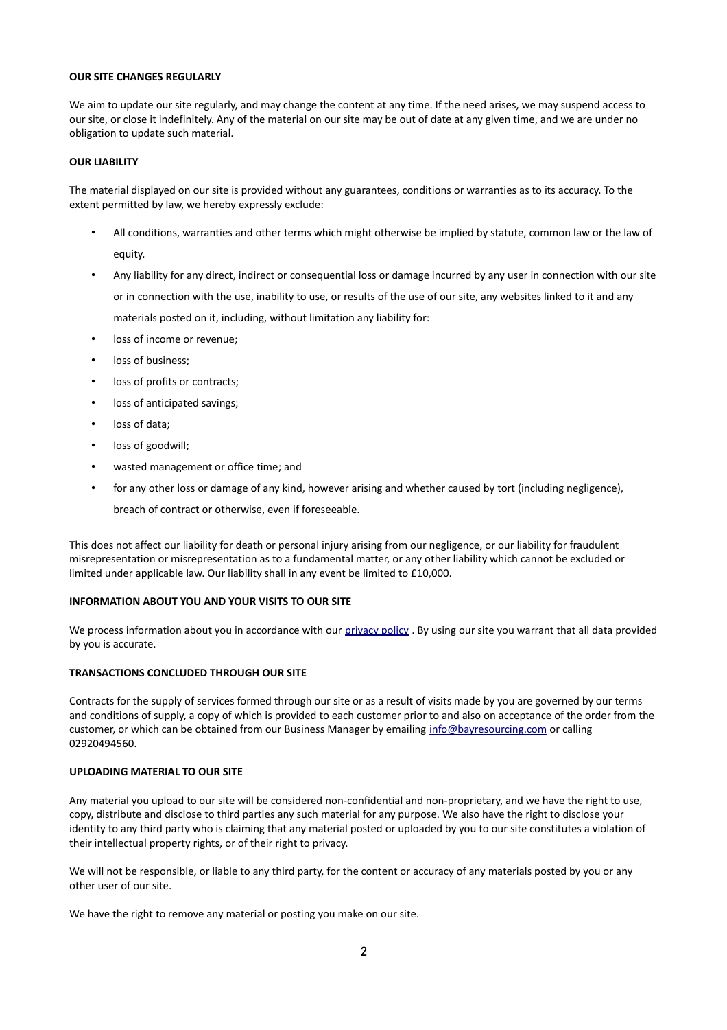**OUR SITE CHANGES REGULARLY**

We aim to update our site regularly, and may change the content at any time. If the need arises, we may suspend access to our site, or close it indefinitely. Any of the material on our site may be out of date at any given time, and we are under no obligation to update such material.

**OUR LIABILITY**

The material displayed on our site is provided without any guarantees, conditions or warranties as to its accuracy. To the extent permitted by law, we hereby expressly exclude:

- All conditions, warranties and other terms which might otherwise be implied by statute, common law or the law of equity.
- Any liability for any direct, indirect or consequential loss or damage incurred by any user in connection with our site or in connection with the use, inability to use, or results of the use of our site, any websites linked to it and any materials posted on it, including, without limitation any liability for:
- loss of income or revenue;
- loss of business;
- loss of profits or contracts;
- loss of anticipated savings;
- loss of data;
- loss of goodwill;
- wasted management or office time; and
- for any other loss or damage of any kind, however arising and whether caused by tort (including negligence), breach of contract or otherwise, even if foreseeable.

This does not affect our liability for death or personal injury arising from our negligence, or our liability for fraudulent misrepresentation or misrepresentation as to a fundamental matter, or any other liability which cannot be excluded or limited under applicable law. Our liability shall in any event be limited to £10,000.

**INFORMATION ABOUT YOU AND YOUR VISITS TO OUR SITE**

We process information about you in accordance with our privacy policy . By using our site you warrant that all data provided by you is accurate.

**TRANSACTIONS CONCLUDED THROUGH OUR SITE**

Contracts for the supply of services formed through our site or as a result of visits made by you are governed by our terms and conditions of supply, a copy of which is provided to each customer prior to and also on acceptance of the order from the customer, or which can be obtained from our Business Manager by emailing info@bayresourcing.com or calling 02920494560.

**UPLOADING MATERIAL TO OUR SITE**

Any material you upload to our site will be considered non-confidential and non-proprietary, and we have the right to use, copy, distribute and disclose to third parties any such material for any purpose. We also have the right to disclose your identity to any third party who is claiming that any material posted or uploaded by you to our site constitutes a violation of their intellectual property rights, or of their right to privacy.

We will not be responsible, or liable to any third party, for the content or accuracy of any materials posted by you or any other user of our site.

We have the right to remove any material or posting you make on our site.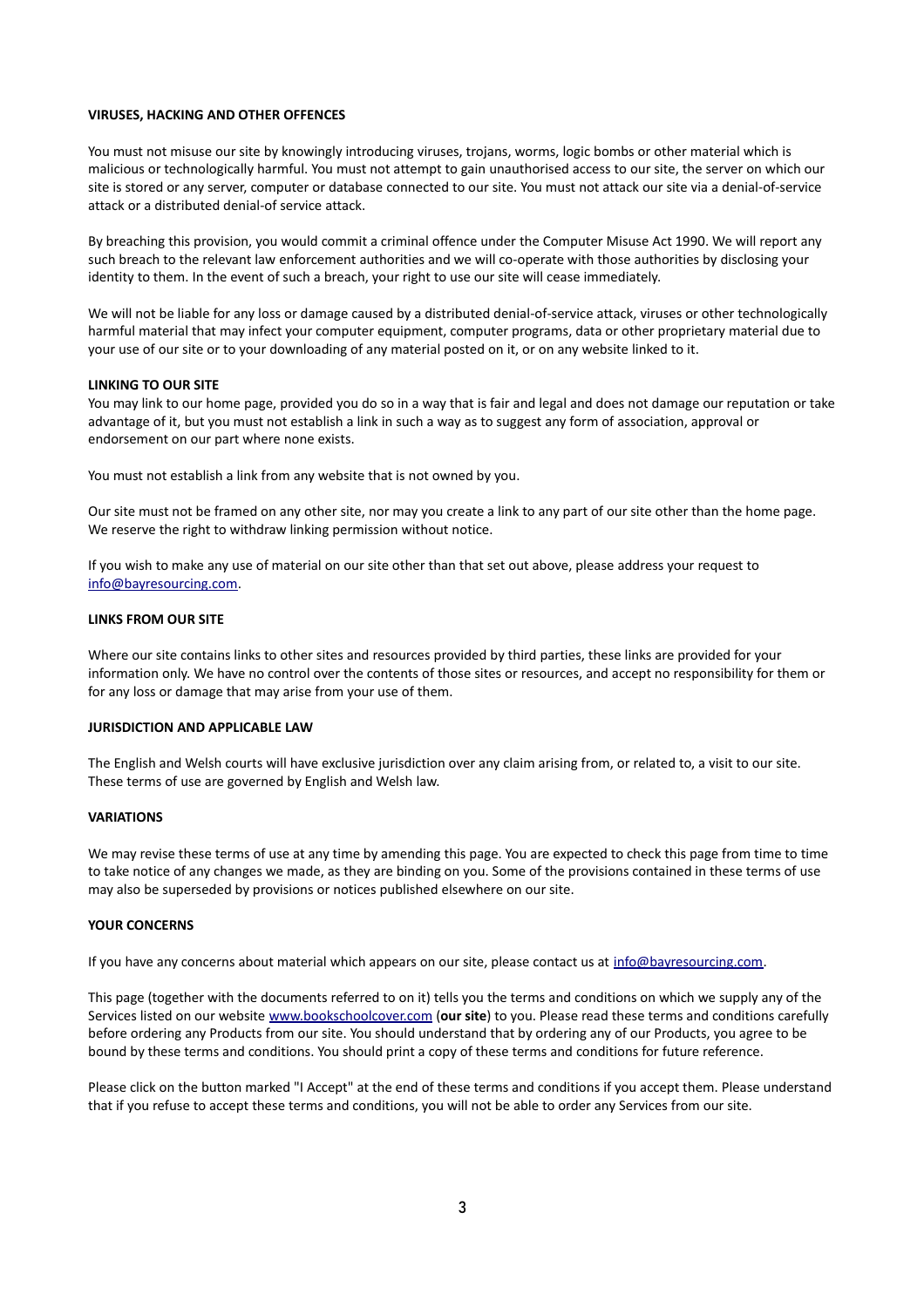**VIRUSES, HACKING AND OTHER OFFENCES**

You must not misuse our site by knowingly introducing viruses, trojans, worms, logic bombs or other material which is malicious or technologically harmful. You must not attempt to gain unauthorised access to our site, the server on which our site is stored or any server, computer or database connected to our site. You must not attack our site via a denial-of-service attack or a distributed denial-of service attack.

By breaching this provision, you would commit a criminal offence under the Computer Misuse Act 1990. We will report any such breach to the relevant law enforcement authorities and we will co-operate with those authorities by disclosing your identity to them. In the event of such a breach, your right to use our site will cease immediately.

We will not be liable for any loss or damage caused by a distributed denial-of-service attack, viruses or other technologically harmful material that may infect your computer equipment, computer programs, data or other proprietary material due to your use of our site or to your downloading of any material posted on it, or on any website linked to it.

**LINKING TO OUR SITE**

You may link to our home page, provided you do so in a way that is fair and legal and does not damage our reputation or take advantage of it, but you must not establish a link in such a way as to suggest any form of association, approval or endorsement on our part where none exists.

You must not establish a link from any website that is not owned by you.

Our site must not be framed on any other site, nor may you create a link to any part of our site other than the home page. We reserve the right to withdraw linking permission without notice.

If you wish to make any use of material on our site other than that set out above, please address your request to info@bayresourcing.com.

**LINKS FROM OUR SITE**

Where our site contains links to other sites and resources provided by third parties, these links are provided for your information only. We have no control over the contents of those sites or resources, and accept no responsibility for them or for any loss or damage that may arise from your use of them.

**JURISDICTION AND APPLICABLE LAW**

The English and Welsh courts will have exclusive jurisdiction over any claim arising from, or related to, a visit to our site. These terms of use are governed by English and Welsh law.

**VARIATIONS**

We may revise these terms of use at any time by amending this page. You are expected to check this page from time to time to take notice of any changes we made, as they are binding on you. Some of the provisions contained in these terms of use may also be superseded by provisions or notices published elsewhere on our site.

**YOUR CONCERNS**

If you have any concerns about material which appears on our site, please contact us at info@bayresourcing.com.

This page (together with the documents referred to on it) tells you the terms and conditions on which we supply any of the Services listed on our website www.bookschoolcover.com (**our site**) to you. Please read these terms and conditions carefully before ordering any Products from our site. You should understand that by ordering any of our Products, you agree to be bound by these terms and conditions. You should print a copy of these terms and conditions for future reference.

Please click on the button marked "I Accept" at the end of these terms and conditions if you accept them. Please understand that if you refuse to accept these terms and conditions, you will not be able to order any Services from our site.